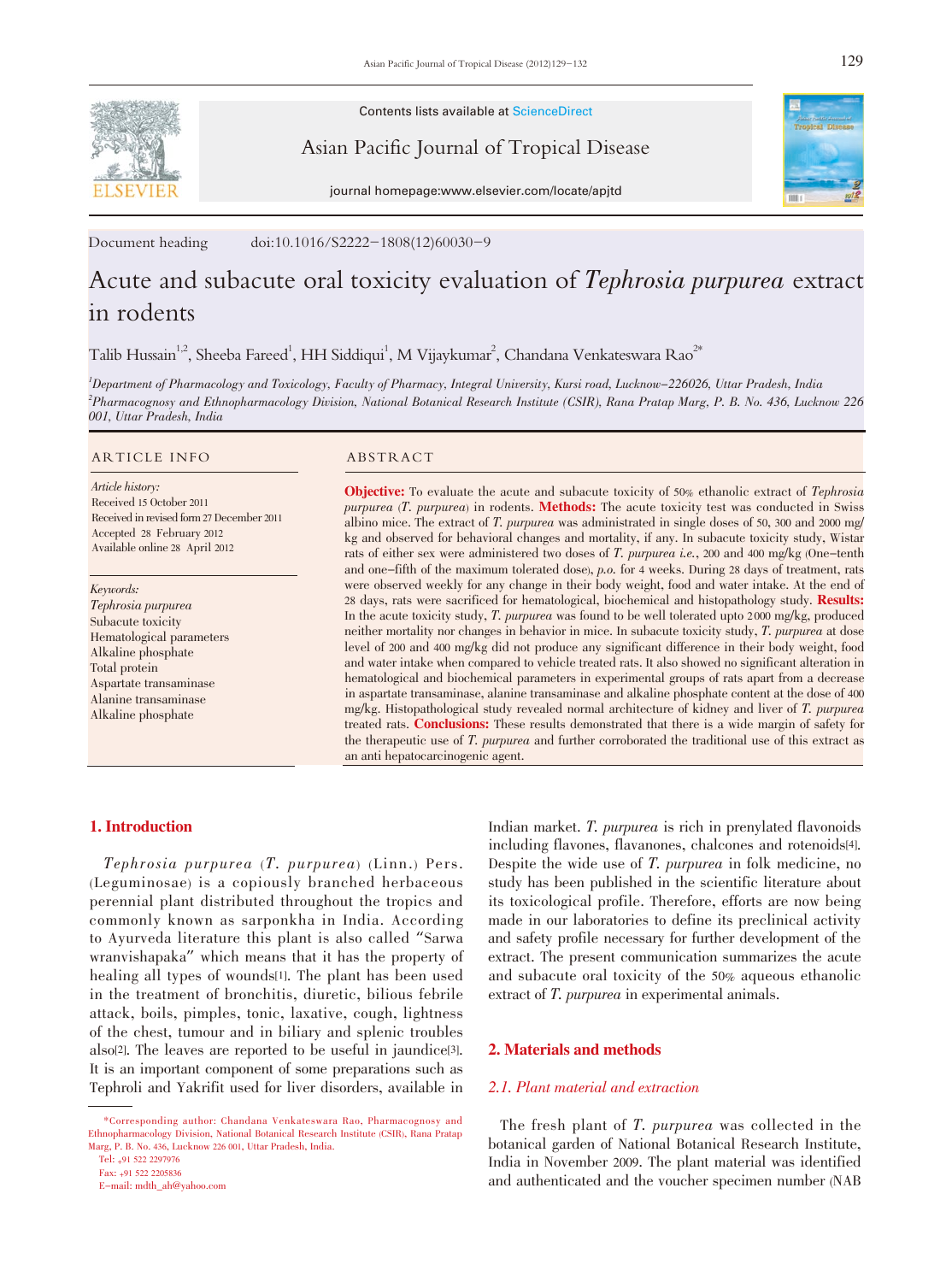Contents lists available at ScienceDirect

Asian Pacific Journal of Tropical Disease

journal homepage:www.elsevier.com/locate/apjtd

Document heading doi:10.1016/S2222-1808(12)60030-9

# Acute and subacute oral toxicity evaluation of *Tephrosia purpurea* extract in rodents

Talib Hussain[1,2], Sheeba Fareed[1], HH Siddiqui[1], M Vijaykumar[2], Chandana Venkateswara Rao[2*]

[1]Department of Pharmacology and Toxicology, Faculty of Pharmacy, Integral University, Kursi road, Lucknow-226026, Uttar Pradesh, India

[2]Pharmacognosy and Ethnopharmacology Division, National Botanical Research Institute (CSIR), Rana Pratap Marg, P. B. No. 436, Lucknow 226 001, Uttar Pradesh, India

## ARTICLE INFO

*Article history:*
Received 15 October 2011
Received in revised form 27 December 2011
Accepted 28 February 2012
Available online 28 April 2012

*Keywords:*
*Tephrosia purpurea*
Subacute toxicity
Hematological parameters
Alkaline phosphate
Total protein
Aspartate transaminase
Alanine transaminase
Alkaline phosphate

## ABSTRACT

**Objective:** To evaluate the acute and subacute toxicity of 50% ethanolic extract of *Tephrosia purpurea* (*T. purpurea*) in rodents. **Methods:** The acute toxicity test was conducted in Swiss albino mice. The extract of *T. purpurea* was administrated in single doses of 50, 300 and 2000 mg/kg and observed for behavioral changes and mortality, if any. In subacute toxicity study, Wistar rats of either sex were administered two doses of *T. purpurea i.e.*, 200 and 400 mg/kg (One-tenth and one-fifth of the maximum tolerated dose), *p.o.* for 4 weeks. During 28 days of treatment, rats were observed weekly for any change in their body weight, food and water intake. At the end of 28 days, rats were sacrificed for hematological, biochemical and histopathology study. **Results:** In the acute toxicity study, *T. purpurea* was found to be well tolerated upto 2000 mg/kg, produced neither mortality nor changes in behavior in mice. In subacute toxicity study, *T. purpurea* at dose level of 200 and 400 mg/kg did not produce any significant difference in their body weight, food and water intake when compared to vehicle treated rats. It also showed no significant alteration in hematological and biochemical parameters in experimental groups of rats apart from a decrease in aspartate transaminase, alanine transaminase and alkaline phosphate content at the dose of 400 mg/kg. Histopathological study revealed normal architecture of kidney and liver of *T. purpurea* treated rats. **Conclusions:** These results demonstrated that there is a wide margin of safety for the therapeutic use of *T. purpurea* and further corroborated the traditional use of this extract as an anti hepatocarcinogenic agent.

## 1. Introduction

*Tephrosia purpurea* (*T. purpurea*) (Linn.) Pers. (Leguminosae) is a copiously branched herbaceous perennial plant distributed throughout the tropics and commonly known as sarponkha in India. According to Ayurveda literature this plant is also called "Sarwa wranvishapaka" which means that it has the property of healing all types of wounds[1]. The plant has been used in the treatment of bronchitis, diuretic, bilious febrile attack, boils, pimples, tonic, laxative, cough, lightness of the chest, tumour and in biliary and splenic troubles also[2]. The leaves are reported to be useful in jaundice[3]. It is an important component of some preparations such as Tephroli and Yakrifit used for liver disorders, available in Indian market. *T. purpurea* is rich in prenylated flavonoids including flavones, flavanones, chalcones and rotenoids[4]. Despite the wide use of *T. purpurea* in folk medicine, no study has been published in the scientific literature about its toxicological profile. Therefore, efforts are now being made in our laboratories to define its preclinical activity and safety profile necessary for further development of the extract. The present communication summarizes the acute and subacute oral toxicity of the 50% aqueous ethanolic extract of *T. purpurea* in experimental animals.

## 2. Materials and methods

### 2.1. Plant material and extraction

The fresh plant of *T. purpurea* was collected in the botanical garden of National Botanical Research Institute, India in November 2009. The plant material was identified and authenticated and the voucher specimen number (NAB

*Corresponding author: Chandana Venkateswara Rao, Pharmacognosy and Ethnopharmacology Division, National Botanical Research Institute (CSIR), Rana Pratap Marg, P. B. No. 436, Lucknow 226 001, Uttar Pradesh, India.
Tel: +91 522 2297976
Fax: +91 522 2205836
E-mail: mdth_ah@yahoo.com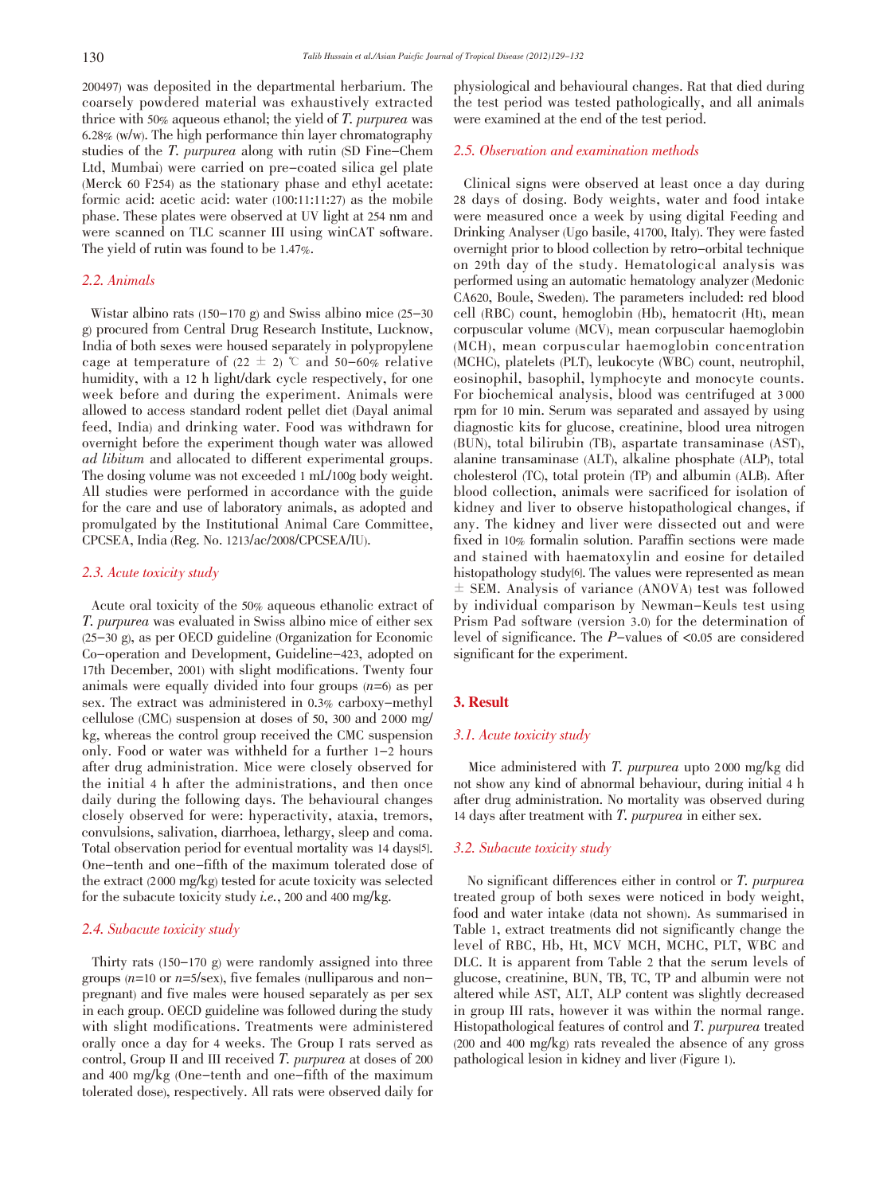200497) was deposited in the departmental herbarium. The coarsely powdered material was exhaustively extracted thrice with 50% aqueous ethanol; the yield of *T. purpurea* was 6.28% (w/w). The high performance thin layer chromatography studies of the *T. purpurea* along with rutin (SD Fine–Chem Ltd, Mumbai) were carried on pre–coated silica gel plate (Merck 60 F254) as the stationary phase and ethyl acetate: formic acid: acetic acid: water (100:11:11:27) as the mobile phase. These plates were observed at UV light at 254 nm and were scanned on TLC scanner III using winCAT software. The yield of rutin was found to be 1.47%.

## 2.2. Animals

Wistar albino rats (150–170 g) and Swiss albino mice (25–30 g) procured from Central Drug Research Institute, Lucknow, India of both sexes were housed separately in polypropylene cage at temperature of (22 ± 2) ℃ and 50–60% relative humidity, with a 12 h light/dark cycle respectively, for one week before and during the experiment. Animals were allowed to access standard rodent pellet diet (Dayal animal feed, India) and drinking water. Food was withdrawn for overnight before the experiment though water was allowed *ad libitum* and allocated to different experimental groups. The dosing volume was not exceeded 1 mL/100g body weight. All studies were performed in accordance with the guide for the care and use of laboratory animals, as adopted and promulgated by the Institutional Animal Care Committee, CPCSEA, India (Reg. No. 1213/ac/2008/CPCSEA/IU).

## 2.3. Acute toxicity study

Acute oral toxicity of the 50% aqueous ethanolic extract of *T. purpurea* was evaluated in Swiss albino mice of either sex (25–30 g), as per OECD guideline (Organization for Economic Co–operation and Development, Guideline–423, adopted on 17th December, 2001) with slight modifications. Twenty four animals were equally divided into four groups ($n$=6) as per sex. The extract was administered in 0.3% carboxy–methyl cellulose (CMC) suspension at doses of 50, 300 and 2 000 mg/kg, whereas the control group received the CMC suspension only. Food or water was withheld for a further 1–2 hours after drug administration. Mice were closely observed for the initial 4 h after the administrations, and then once daily during the following days. The behavioural changes closely observed for were: hyperactivity, ataxia, tremors, convulsions, salivation, diarrhoea, lethargy, sleep and coma. Total observation period for eventual mortality was 14 days[5]. One–tenth and one–fifth of the maximum tolerated dose of the extract (2 000 mg/kg) tested for acute toxicity was selected for the subacute toxicity study *i.e.*, 200 and 400 mg/kg.

## 2.4. Subacute toxicity study

Thirty rats (150–170 g) were randomly assigned into three groups ($n$=10 or $n$=5/sex), five females (nulliparous and non–pregnant) and five males were housed separately as per sex in each group. OECD guideline was followed during the study with slight modifications. Treatments were administered orally once a day for 4 weeks. The Group I rats served as control, Group II and III received *T. purpurea* at doses of 200 and 400 mg/kg (One–tenth and one–fifth of the maximum tolerated dose), respectively. All rats were observed daily for physiological and behavioural changes. Rat that died during the test period was tested pathologically, and all animals were examined at the end of the test period.

## 2.5. Observation and examination methods

Clinical signs were observed at least once a day during 28 days of dosing. Body weights, water and food intake were measured once a week by using digital Feeding and Drinking Analyser (Ugo basile, 41700, Italy). They were fasted overnight prior to blood collection by retro–orbital technique on 29th day of the study. Hematological analysis was performed using an automatic hematology analyzer (Medonic CA620, Boule, Sweden). The parameters included: red blood cell (RBC) count, hemoglobin (Hb), hematocrit (Ht), mean corpuscular volume (MCV), mean corpuscular haemoglobin (MCH), mean corpuscular haemoglobin concentration (MCHC), platelets (PLT), leukocyte (WBC) count, neutrophil, eosinophil, basophil, lymphocyte and monocyte counts. For biochemical analysis, blood was centrifuged at 3 000 rpm for 10 min. Serum was separated and assayed by using diagnostic kits for glucose, creatinine, blood urea nitrogen (BUN), total bilirubin (TB), aspartate transaminase (AST), alanine transaminase (ALT), alkaline phosphate (ALP), total cholesterol (TC), total protein (TP) and albumin (ALB). After blood collection, animals were sacrificed for isolation of kidney and liver to observe histopathological changes, if any. The kidney and liver were dissected out and were fixed in 10% formalin solution. Paraffin sections were made and stained with haematoxylin and eosine for detailed histopathology study[6]. The values were represented as mean ± SEM. Analysis of variance (ANOVA) test was followed by individual comparison by Newman–Keuls test using Prism Pad software (version 3.0) for the determination of level of significance. The $P$–values of <0.05 are considered significant for the experiment.

# 3. Result

## 3.1. Acute toxicity study

Mice administered with *T. purpurea* upto 2 000 mg/kg did not show any kind of abnormal behaviour, during initial 4 h after drug administration. No mortality was observed during 14 days after treatment with *T. purpurea* in either sex.

## 3.2. Subacute toxicity study

No significant differences either in control or *T. purpurea* treated group of both sexes were noticed in body weight, food and water intake (data not shown). As summarised in Table 1, extract treatments did not significantly change the level of RBC, Hb, Ht, MCV MCH, MCHC, PLT, WBC and DLC. It is apparent from Table 2 that the serum levels of glucose, creatinine, BUN, TB, TC, TP and albumin were not altered while AST, ALT, ALP content was slightly decreased in group III rats, however it was within the normal range. Histopathological features of control and *T. purpurea* treated (200 and 400 mg/kg) rats revealed the absence of any gross pathological lesion in kidney and liver (Figure 1).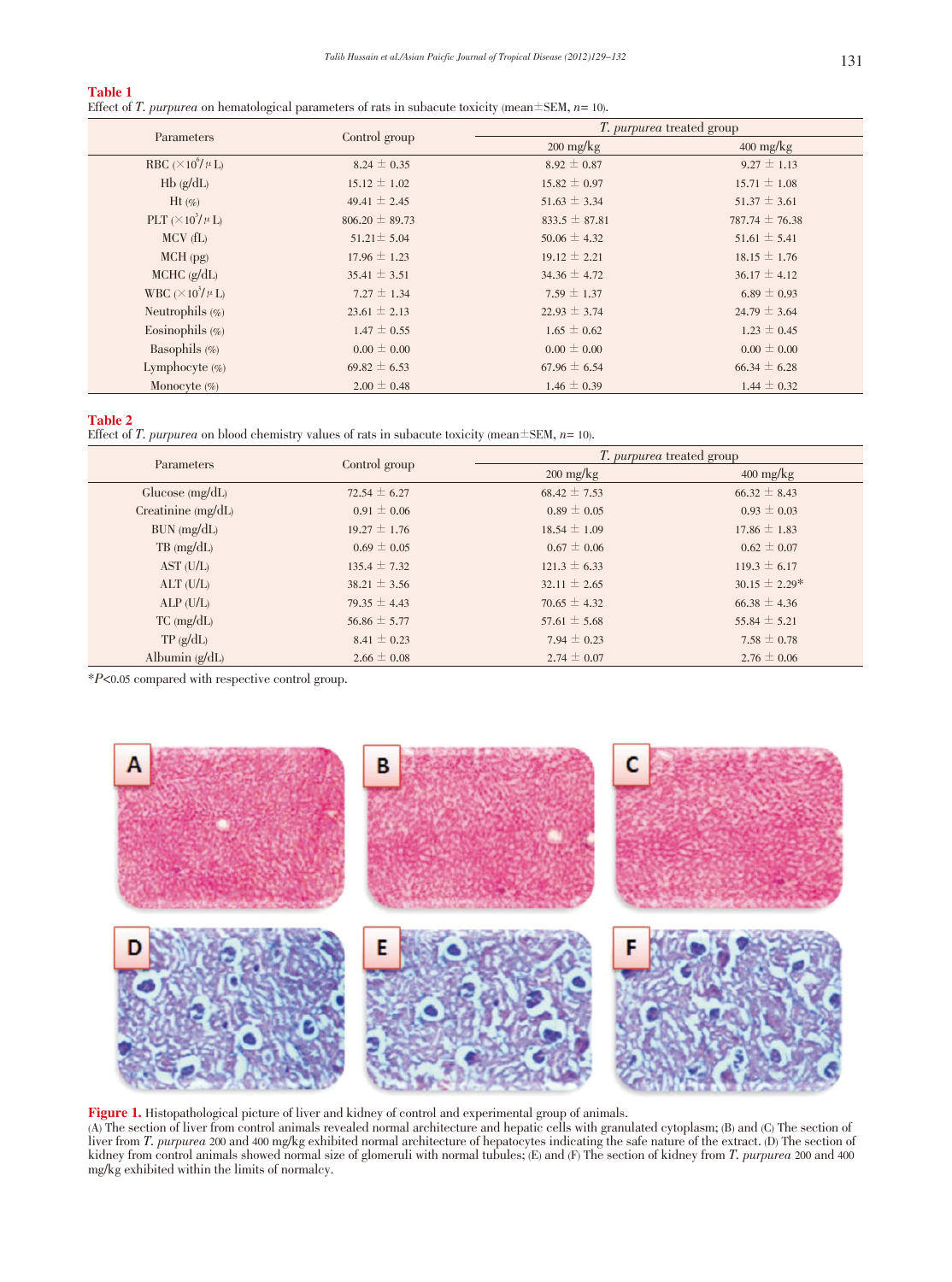**Table 1**
Effect of *T. purpurea* on hematological parameters of rats in subacute toxicity (mean±SEM, $n$= 10).

| Parameters | Control group | *T. purpurea* treated group | |
|---|---|---|---|
| | | 200 mg/kg | 400 mg/kg |
| RBC ($\times 10^6/\mu$ L) | 8.24 ± 0.35 | 8.92 ± 0.87 | 9.27 ± 1.13 |
| Hb (g/dL) | 15.12 ± 1.02 | 15.82 ± 0.97 | 15.71 ± 1.08 |
| Ht (%) | 49.41 ± 2.45 | 51.63 ± 3.34 | 51.37 ± 3.61 |
| PLT ($\times 10^3/\mu$ L) | 806.20 ± 89.73 | 833.5 ± 87.81 | 787.74 ± 76.38 |
| MCV (fL) | 51.21± 5.04 | 50.06 ± 4.32 | 51.61 ± 5.41 |
| MCH (pg) | 17.96 ± 1.23 | 19.12 ± 2.21 | 18.15 ± 1.76 |
| MCHC (g/dL) | 35.41 ± 3.51 | 34.36 ± 4.72 | 36.17 ± 4.12 |
| WBC ($\times 10^3/\mu$ L) | 7.27 ± 1.34 | 7.59 ± 1.37 | 6.89 ± 0.93 |
| Neutrophils (%) | 23.61 ± 2.13 | 22.93 ± 3.74 | 24.79 ± 3.64 |
| Eosinophils (%) | 1.47 ± 0.55 | 1.65 ± 0.62 | 1.23 ± 0.45 |
| Basophils (%) | 0.00 ± 0.00 | 0.00 ± 0.00 | 0.00 ± 0.00 |
| Lymphocyte (%) | 69.82 ± 6.53 | 67.96 ± 6.54 | 66.34 ± 6.28 |
| Monocyte (%) | 2.00 ± 0.48 | 1.46 ± 0.39 | 1.44 ± 0.32 |

**Table 2**
Effect of *T. purpurea* on blood chemistry values of rats in subacute toxicity (mean±SEM, $n$= 10).

| Parameters | Control group | *T. purpurea* treated group | |
|---|---|---|---|
| | | 200 mg/kg | 400 mg/kg |
| Glucose (mg/dL) | 72.54 ± 6.27 | 68.42 ± 7.53 | 66.32 ± 8.43 |
| Creatinine (mg/dL) | 0.91 ± 0.06 | 0.89 ± 0.05 | 0.93 ± 0.03 |
| BUN (mg/dL) | 19.27 ± 1.76 | 18.54 ± 1.09 | 17.86 ± 1.83 |
| TB (mg/dL) | 0.69 ± 0.05 | 0.67 ± 0.06 | 0.62 ± 0.07 |
| AST (U/L) | 135.4 ± 7.32 | 121.3 ± 6.33 | 119.3 ± 6.17 |
| ALT (U/L) | 38.21 ± 3.56 | 32.11 ± 2.65 | 30.15 ± 2.29* |
| ALP (U/L) | 79.35 ± 4.43 | 70.65 ± 4.32 | 66.38 ± 4.36 |
| TC (mg/dL) | 56.86 ± 5.77 | 57.61 ± 5.68 | 55.84 ± 5.21 |
| TP (g/dL) | 8.41 ± 0.23 | 7.94 ± 0.23 | 7.58 ± 0.78 |
| Albumin (g/dL) | 2.66 ± 0.08 | 2.74 ± 0.07 | 2.76 ± 0.06 |

*$P$<0.05 compared with respective control group.

**Figure 1.** Histopathological picture of liver and kidney of control and experimental group of animals.
(A) The section of liver from control animals revealed normal architecture and hepatic cells with granulated cytoplasm; (B) and (C) The section of liver from *T. purpurea* 200 and 400 mg/kg exhibited normal architecture of hepatocytes indicating the safe nature of the extract. (D) The section of kidney from control animals showed normal size of glomeruli with normal tubules; (E) and (F) The section of kidney from *T. purpurea* 200 and 400 mg/kg exhibited within the limits of normalcy.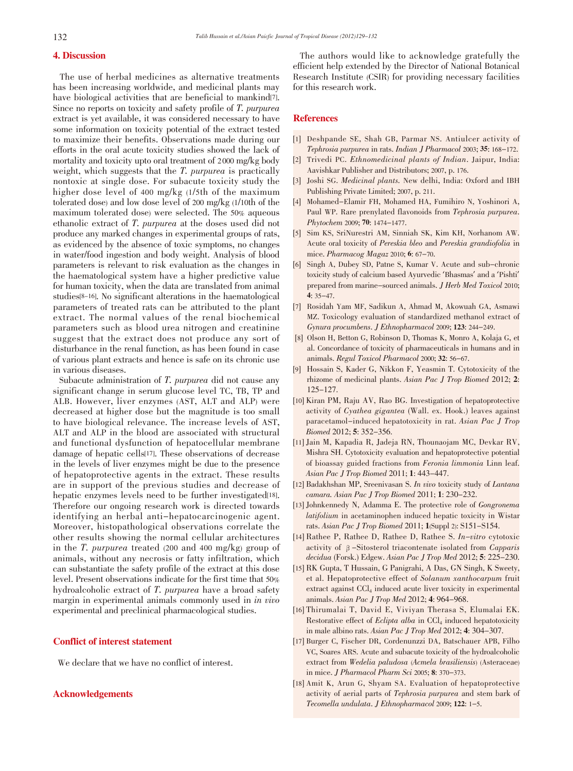## 4. Discussion

The use of herbal medicines as alternative treatments has been increasing worldwide, and medicinal plants may have biological activities that are beneficial to mankind[7]. Since no reports on toxicity and safety profile of *T. purpurea* extract is yet available, it was considered necessary to have some information on toxicity potential of the extract tested to maximize their benefits. Observations made during our efforts in the oral acute toxicity studies showed the lack of mortality and toxicity upto oral treatment of 2000 mg/kg body weight, which suggests that the *T. purpurea* is practically nontoxic at single dose. For subacute toxicity study the higher dose level of 400 mg/kg (1/5th of the maximum tolerated dose) and low dose level of 200 mg/kg (1/10th of the maximum tolerated dose) were selected. The 50% aqueous ethanolic extract of *T. purpurea* at the doses used did not produce any marked changes in experimental groups of rats, as evidenced by the absence of toxic symptoms, no changes in water/food ingestion and body weight. Analysis of blood parameters is relevant to risk evaluation as the changes in the haematological system have a higher predictive value for human toxicity, when the data are translated from animal studies[8–16]. No significant alterations in the haematological parameters of treated rats can be attributed to the plant extract. The normal values of the renal biochemical parameters such as blood urea nitrogen and creatinine suggest that the extract does not produce any sort of disturbance in the renal function, as has been found in case of various plant extracts and hence is safe on its chronic use in various diseases.

Subacute administration of *T. purpurea* did not cause any significant change in serum glucose level TC, TB, TP and ALB. However, liver enzymes (AST, ALT and ALP) were decreased at higher dose but the magnitude is too small to have biological relevance. The increase levels of AST, ALT and ALP in the blood are associated with structural and functional dysfunction of hepatocellular membrane damage of hepatic cells[17]. These observations of decrease in the levels of liver enzymes might be due to the presence of hepatoprotective agents in the extract. These results are in support of the previous studies and decrease of hepatic enzymes levels need to be further investigated[18]. Therefore our ongoing research work is directed towards identifying an herbal anti–hepatocarcinogenic agent. Moreover, histopathological observations correlate the other results showing the normal cellular architectures in the *T. purpurea* treated (200 and 400 mg/kg) group of animals, without any necrosis or fatty infiltration, which can substantiate the safety profile of the extract at this dose level. Present observations indicate for the first time that 50% hydroalcoholic extract of *T. purpurea* have a broad safety margin in experimental animals commonly used in *in vivo* experimental and preclinical pharmacological studies.

## Conflict of interest statement

We declare that we have no conflict of interest.

## Acknowledgements

The authors would like to acknowledge gratefully the efficient help extended by the Director of National Botanical Research Institute (CSIR) for providing necessary facilities for this research work.

## References

[1] Deshpande SE, Shah GB, Parmar NS. Antiulcer activity of *Tephrosia purpurea* in rats. *Indian J Pharmacol* 2003; **35**: 168–172.

[2] Trivedi PC. *Ethnomedicinal plants of Indian*. Jaipur, India: Aavishkar Publisher and Distributors; 2007, p. 176.

[3] Joshi SG. *Medicinal plants*. New delhi, India: Oxford and IBH Publishing Private Limited; 2007, p. 211.

[4] Mohamed–Elamir FH, Mohamed HA, Fumihiro N, Yoshinori A, Paul WP. Rare prenylated flavonoids from *Tephrosia purpurea*. *Phytochem* 2009; **70**: 1474–1477.

[5] Sim KS, SriNurestri AM, Sinniah SK, Kim KH, Norhanom AW. Acute oral toxicity of *Pereskia bleo* and *Pereskia grandiofolia* in mice. *Pharmacog Magaz* 2010; **6**: 67–70.

[6] Singh A, Dubey SD, Patne S, Kumar V. Acute and sub–chronic toxicity study of calcium based Ayurvedic 'Bhasmas' and a 'Pishti' prepared from marine–sourced animals. *J Herb Med Toxicol* 2010; **4**: 35–47.

[7] Rosidah Yam MF, Sadikun A, Ahmad M, Akowuah GA, Asmawi MZ. Toxicology evaluation of standardized methanol extract of *Gynura procumbens*. *J Ethnopharmacol* 2009; **123**: 244–249.

[8] Olson H, Betton G, Robinson D, Thomas K, Monro A, Kolaja G, et al. Concordance of toxicity of pharmaceuticals in humans and in animals. *Regul Toxicol Pharmacol* 2000; **32**: 56–67.

[9] Hossain S, Kader G, Nikkon F, Yeasmin T. Cytotoxicity of the rhizome of medicinal plants. *Asian Pac J Trop Biomed* 2012; **2**: 125–127.

[10] Kiran PM, Raju AV, Rao BG. Investigation of hepatoprotective activity of *Cyathea gigantea* (Wall. ex. Hook.) leaves against paracetamol–induced hepatotoxicity in rat. *Asian Pac J Trop Biomed* 2012; **5**: 352–356.

[11] Jain M, Kapadia R, Jadeja RN, Thounaojam MC, Devkar RV, Mishra SH. Cytotoxicity evaluation and hepatoprotective potential of bioassay guided fractions from *Feronia limmonia* Linn leaf. *Asian Pac J Trop Biomed* 2011; **1**: 443–447.

[12] Badakhshan MP, Sreenivasan S. *In vivo* toxicity study of *Lantana camara*. *Asian Pac J Trop Biomed* 2011; **1**: 230–232.

[13] Johnkennedy N, Adamma E. The protective role of *Gongronema latifolium* in acetaminophen induced hepatic toxicity in Wistar rats. *Asian Pac J Trop Biomed* 2011; **1**(Suppl 2): S151–S154.

[14] Rathee P, Rathee D, Rathee D, Rathee S. *In–vitro* cytotoxic activity of β–Sitosterol triacontenate isolated from *Capparis decidua* (Forsk.) Edgew. *Asian Pac J Trop Med* 2012; **5**: 225–230.

[15] RK Gupta, T Hussain, G Panigrahi, A Das, GN Singh, K Sweety, et al. Hepatoprotective effect of *Solanum xanthocarpum* fruit extract against $CCl_4$ induced acute liver toxicity in experimental animals. *Asian Pac J Trop Med* 2012; **4**: 964–968.

[16] Thirumalai T, David E, Viviyan Therasa S, Elumalai EK. Restorative effect of *Eclipta alba* in $CCl_4$ induced hepatotoxicity in male albino rats. *Asian Pac J Trop Med* 2012; **4**: 304–307.

[17] Burger C, Fischer DR, Cordenunzzi DA, Batschauer APB, Filho VC, Soares ARS. Acute and subacute toxicity of the hydroalcoholic extract from *Wedelia paludosa* (*Acmela brasiliensis*) (Asteraceae) in mice. *J Pharmacol Pharm Sci* 2005; **8**: 370–373.

[18] Amit K, Arun G, Shyam SA. Evaluation of hepatoprotective activity of aerial parts of *Tephrosia purpurea* and stem bark of *Tecomella undulata*. *J Ethnopharmacol* 2009; **122**: 1–5.